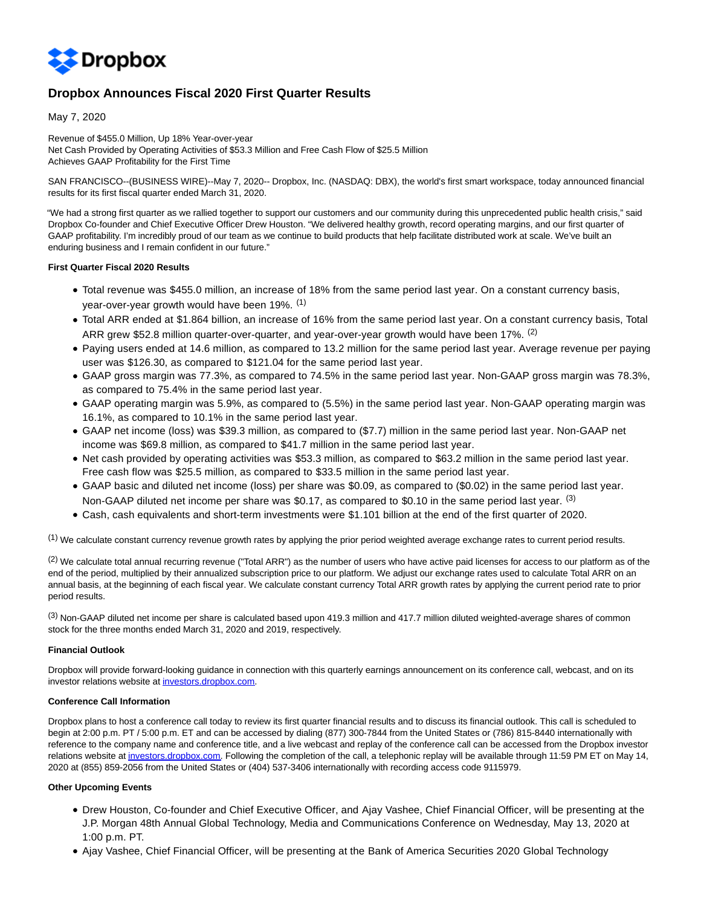Dropbox

# Dropbox Announces Fiscal 2020 First Quarter Results

May 7, 2020

Revenue of $455.0 Million, Up 18% Year-over-year
Net Cash Provided by Operating Activities of $53.3 Million and Free Cash Flow of $25.5 Million
Achieves GAAP Profitability for the First Time

SAN FRANCISCO--(BUSINESS WIRE)--May 7, 2020-- Dropbox, Inc. (NASDAQ: DBX), the world's first smart workspace, today announced financial results for its first fiscal quarter ended March 31, 2020.

"We had a strong first quarter as we rallied together to support our customers and our community during this unprecedented public health crisis," said Dropbox Co-founder and Chief Executive Officer Drew Houston. "We delivered healthy growth, record operating margins, and our first quarter of GAAP profitability. I'm incredibly proud of our team as we continue to build products that help facilitate distributed work at scale. We've built an enduring business and I remain confident in our future."

**First Quarter Fiscal 2020 Results**

- Total revenue was $455.0 million, an increase of 18% from the same period last year. On a constant currency basis, year-over-year growth would have been 19%. [1]
- Total ARR ended at $1.864 billion, an increase of 16% from the same period last year. On a constant currency basis, Total ARR grew $52.8 million quarter-over-quarter, and year-over-year growth would have been 17%. [2]
- Paying users ended at 14.6 million, as compared to 13.2 million for the same period last year. Average revenue per paying user was $126.30, as compared to $121.04 for the same period last year.
- GAAP gross margin was 77.3%, as compared to 74.5% in the same period last year. Non-GAAP gross margin was 78.3%, as compared to 75.4% in the same period last year.
- GAAP operating margin was 5.9%, as compared to (5.5%) in the same period last year. Non-GAAP operating margin was 16.1%, as compared to 10.1% in the same period last year.
- GAAP net income (loss) was $39.3 million, as compared to ($7.7) million in the same period last year. Non-GAAP net income was $69.8 million, as compared to $41.7 million in the same period last year.
- Net cash provided by operating activities was $53.3 million, as compared to $63.2 million in the same period last year. Free cash flow was $25.5 million, as compared to $33.5 million in the same period last year.
- GAAP basic and diluted net income (loss) per share was $0.09, as compared to ($0.02) in the same period last year. Non-GAAP diluted net income per share was $0.17, as compared to $0.10 in the same period last year. [3]
- Cash, cash equivalents and short-term investments were $1.101 billion at the end of the first quarter of 2020.

[1] We calculate constant currency revenue growth rates by applying the prior period weighted average exchange rates to current period results.

[2] We calculate total annual recurring revenue ("Total ARR") as the number of users who have active paid licenses for access to our platform as of the end of the period, multiplied by their annualized subscription price to our platform. We adjust our exchange rates used to calculate Total ARR on an annual basis, at the beginning of each fiscal year. We calculate constant currency Total ARR growth rates by applying the current period rate to prior period results.

[3] Non-GAAP diluted net income per share is calculated based upon 419.3 million and 417.7 million diluted weighted-average shares of common stock for the three months ended March 31, 2020 and 2019, respectively.

**Financial Outlook**

Dropbox will provide forward-looking guidance in connection with this quarterly earnings announcement on its conference call, webcast, and on its investor relations website at investors.dropbox.com.

**Conference Call Information**

Dropbox plans to host a conference call today to review its first quarter financial results and to discuss its financial outlook. This call is scheduled to begin at 2:00 p.m. PT / 5:00 p.m. ET and can be accessed by dialing (877) 300-7844 from the United States or (786) 815-8440 internationally with reference to the company name and conference title, and a live webcast and replay of the conference call can be accessed from the Dropbox investor relations website at investors.dropbox.com. Following the completion of the call, a telephonic replay will be available through 11:59 PM ET on May 14, 2020 at (855) 859-2056 from the United States or (404) 537-3406 internationally with recording access code 9115979.

**Other Upcoming Events**

- Drew Houston, Co-founder and Chief Executive Officer, and Ajay Vashee, Chief Financial Officer, will be presenting at the J.P. Morgan 48th Annual Global Technology, Media and Communications Conference on Wednesday, May 13, 2020 at 1:00 p.m. PT.
- Ajay Vashee, Chief Financial Officer, will be presenting at the Bank of America Securities 2020 Global Technology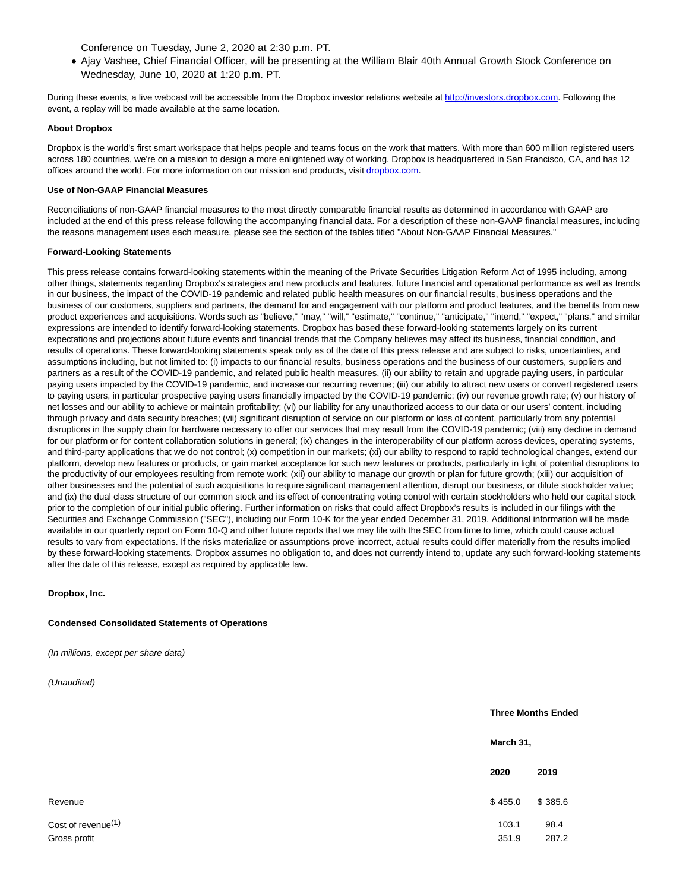Conference on Tuesday, June 2, 2020 at 2:30 p.m. PT.

- Ajay Vashee, Chief Financial Officer, will be presenting at the William Blair 40th Annual Growth Stock Conference on Wednesday, June 10, 2020 at 1:20 p.m. PT.

During these events, a live webcast will be accessible from the Dropbox investor relations website at http://investors.dropbox.com. Following the event, a replay will be made available at the same location.

**About Dropbox**

Dropbox is the world's first smart workspace that helps people and teams focus on the work that matters. With more than 600 million registered users across 180 countries, we're on a mission to design a more enlightened way of working. Dropbox is headquartered in San Francisco, CA, and has 12 offices around the world. For more information on our mission and products, visit dropbox.com.

**Use of Non-GAAP Financial Measures**

Reconciliations of non-GAAP financial measures to the most directly comparable financial results as determined in accordance with GAAP are included at the end of this press release following the accompanying financial data. For a description of these non-GAAP financial measures, including the reasons management uses each measure, please see the section of the tables titled "About Non-GAAP Financial Measures."

**Forward-Looking Statements**

This press release contains forward-looking statements within the meaning of the Private Securities Litigation Reform Act of 1995 including, among other things, statements regarding Dropbox's strategies and new products and features, future financial and operational performance as well as trends in our business, the impact of the COVID-19 pandemic and related public health measures on our financial results, business operations and the business of our customers, suppliers and partners, the demand for and engagement with our platform and product features, and the benefits from new product experiences and acquisitions. Words such as "believe," "may," "will," "estimate," "continue," "anticipate," "intend," "expect," "plans," and similar expressions are intended to identify forward-looking statements. Dropbox has based these forward-looking statements largely on its current expectations and projections about future events and financial trends that the Company believes may affect its business, financial condition, and results of operations. These forward-looking statements speak only as of the date of this press release and are subject to risks, uncertainties, and assumptions including, but not limited to: (i) impacts to our financial results, business operations and the business of our customers, suppliers and partners as a result of the COVID-19 pandemic, and related public health measures, (ii) our ability to retain and upgrade paying users, in particular paying users impacted by the COVID-19 pandemic, and increase our recurring revenue; (iii) our ability to attract new users or convert registered users to paying users, in particular prospective paying users financially impacted by the COVID-19 pandemic; (iv) our revenue growth rate; (v) our history of net losses and our ability to achieve or maintain profitability; (vi) our liability for any unauthorized access to our data or our users' content, including through privacy and data security breaches; (vii) significant disruption of service on our platform or loss of content, particularly from any potential disruptions in the supply chain for hardware necessary to offer our services that may result from the COVID-19 pandemic; (viii) any decline in demand for our platform or for content collaboration solutions in general; (ix) changes in the interoperability of our platform across devices, operating systems, and third-party applications that we do not control; (x) competition in our markets; (xi) our ability to respond to rapid technological changes, extend our platform, develop new features or products, or gain market acceptance for such new features or products, particularly in light of potential disruptions to the productivity of our employees resulting from remote work; (xii) our ability to manage our growth or plan for future growth; (xiii) our acquisition of other businesses and the potential of such acquisitions to require significant management attention, disrupt our business, or dilute stockholder value; and (ix) the dual class structure of our common stock and its effect of concentrating voting control with certain stockholders who held our capital stock prior to the completion of our initial public offering. Further information on risks that could affect Dropbox's results is included in our filings with the Securities and Exchange Commission ("SEC"), including our Form 10-K for the year ended December 31, 2019. Additional information will be made available in our quarterly report on Form 10-Q and other future reports that we may file with the SEC from time to time, which could cause actual results to vary from expectations. If the risks materialize or assumptions prove incorrect, actual results could differ materially from the results implied by these forward-looking statements. Dropbox assumes no obligation to, and does not currently intend to, update any such forward-looking statements after the date of this release, except as required by applicable law.

**Dropbox, Inc.**

**Condensed Consolidated Statements of Operations**

*(In millions, except per share data)*

*(Unaudited)*

| | Three Months Ended | |
|---|---|---|
| | March 31, | |
| | 2020 | 2019 |
| Revenue | $ 455.0 | $ 385.6 |
| Cost of revenue[1] | 103.1 | 98.4 |
| Gross profit | 351.9 | 287.2 |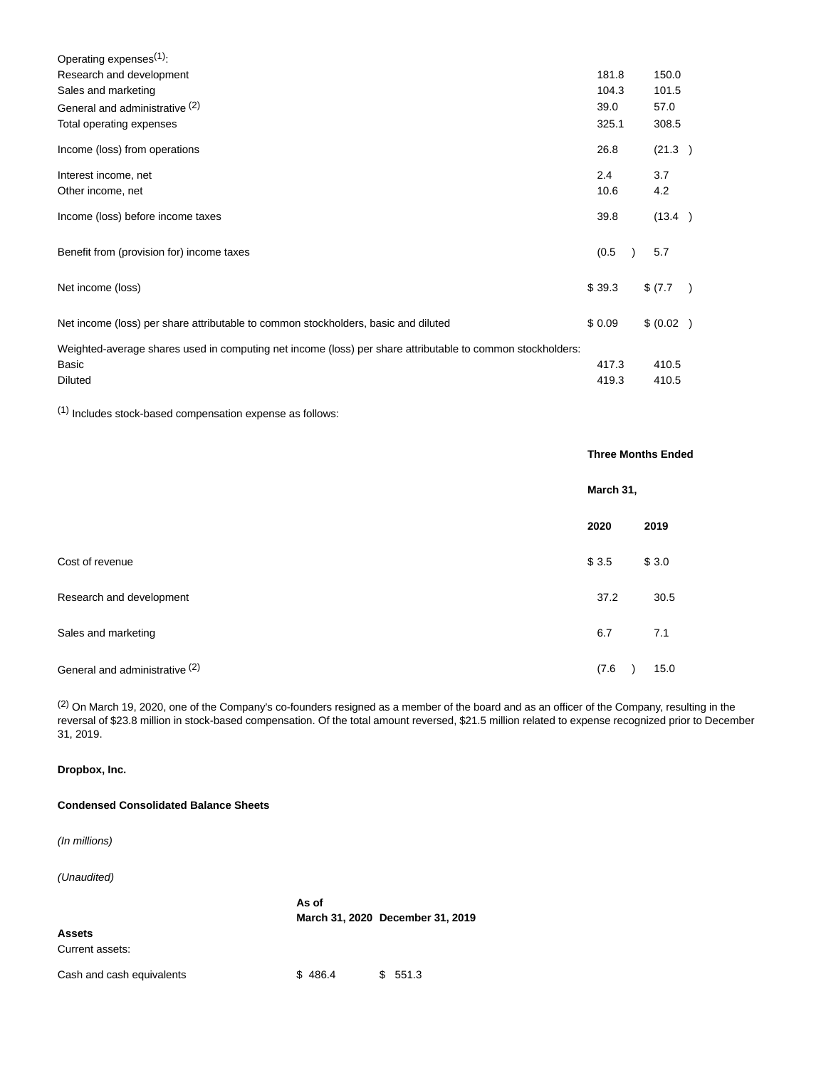| | | |
|---|---|---|
| Operating expenses[1]: | | |
| Research and development | 181.8 | 150.0 |
| Sales and marketing | 104.3 | 101.5 |
| General and administrative [2] | 39.0 | 57.0 |
| Total operating expenses | 325.1 | 308.5 |
| Income (loss) from operations | 26.8 | (21.3 ) |
| Interest income, net | 2.4 | 3.7 |
| Other income, net | 10.6 | 4.2 |
| Income (loss) before income taxes | 39.8 | (13.4 ) |
| Benefit from (provision for) income taxes | (0.5 ) | 5.7 |
| Net income (loss) | $ 39.3 | $ (7.7 ) |
| Net income (loss) per share attributable to common stockholders, basic and diluted | $ 0.09 | $ (0.02 ) |
| Weighted-average shares used in computing net income (loss) per share attributable to common stockholders: | | |
| Basic | 417.3 | 410.5 |
| Diluted | 419.3 | 410.5 |

[1] Includes stock-based compensation expense as follows:

| | Three Months Ended | |
|---|---|---|
| | March 31, | |
| | 2020 | 2019 |
| Cost of revenue | $ 3.5 | $ 3.0 |
| Research and development | 37.2 | 30.5 |
| Sales and marketing | 6.7 | 7.1 |
| General and administrative [2] | (7.6 ) | 15.0 |

[2] On March 19, 2020, one of the Company's co-founders resigned as a member of the board and as an officer of the Company, resulting in the reversal of $23.8 million in stock-based compensation. Of the total amount reversed, $21.5 million related to expense recognized prior to December 31, 2019.

**Dropbox, Inc.**

**Condensed Consolidated Balance Sheets**

*(In millions)*

*(Unaudited)*

| | As of March 31, 2020 | December 31, 2019 |
|---|---|---|
| **Assets** | | |
| Current assets: | | |
| Cash and cash equivalents | $ 486.4 | $ 551.3 |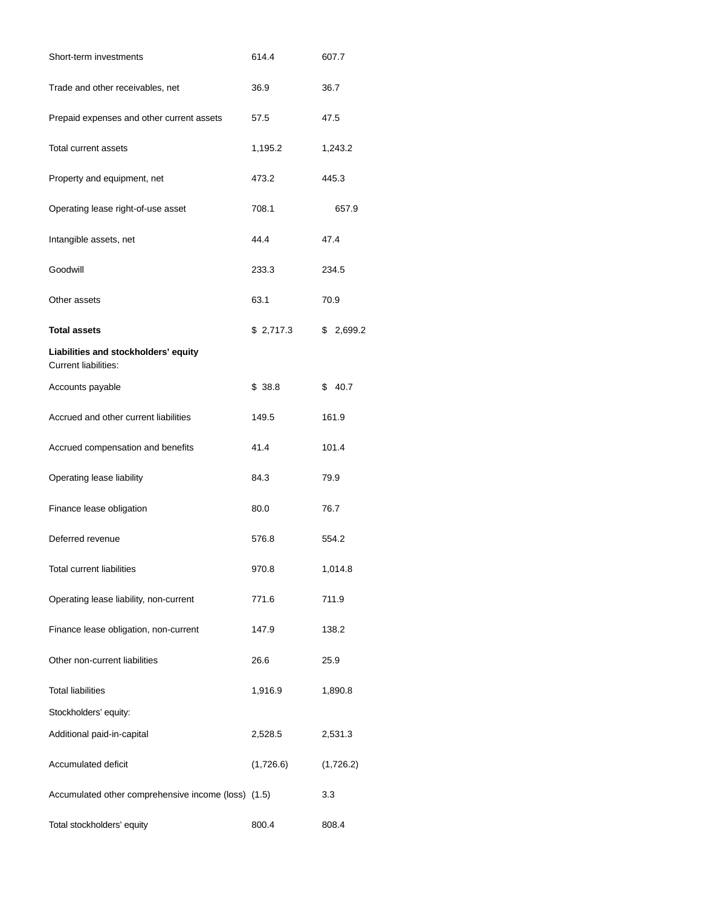| | | |
|---|---|---|
| Short-term investments | 614.4 | 607.7 |
| Trade and other receivables, net | 36.9 | 36.7 |
| Prepaid expenses and other current assets | 57.5 | 47.5 |
| Total current assets | 1,195.2 | 1,243.2 |
| Property and equipment, net | 473.2 | 445.3 |
| Operating lease right-of-use asset | 708.1 | 657.9 |
| Intangible assets, net | 44.4 | 47.4 |
| Goodwill | 233.3 | 234.5 |
| Other assets | 63.1 | 70.9 |
| **Total assets** | $ 2,717.3 | $ 2,699.2 |
| **Liabilities and stockholders' equity** | | |
| Current liabilities: | | |
| Accounts payable | $ 38.8 | $ 40.7 |
| Accrued and other current liabilities | 149.5 | 161.9 |
| Accrued compensation and benefits | 41.4 | 101.4 |
| Operating lease liability | 84.3 | 79.9 |
| Finance lease obligation | 80.0 | 76.7 |
| Deferred revenue | 576.8 | 554.2 |
| Total current liabilities | 970.8 | 1,014.8 |
| Operating lease liability, non-current | 771.6 | 711.9 |
| Finance lease obligation, non-current | 147.9 | 138.2 |
| Other non-current liabilities | 26.6 | 25.9 |
| Total liabilities | 1,916.9 | 1,890.8 |
| Stockholders' equity: | | |
| Additional paid-in-capital | 2,528.5 | 2,531.3 |
| Accumulated deficit | (1,726.6) | (1,726.2) |
| Accumulated other comprehensive income (loss) | (1.5) | 3.3 |
| Total stockholders' equity | 800.4 | 808.4 |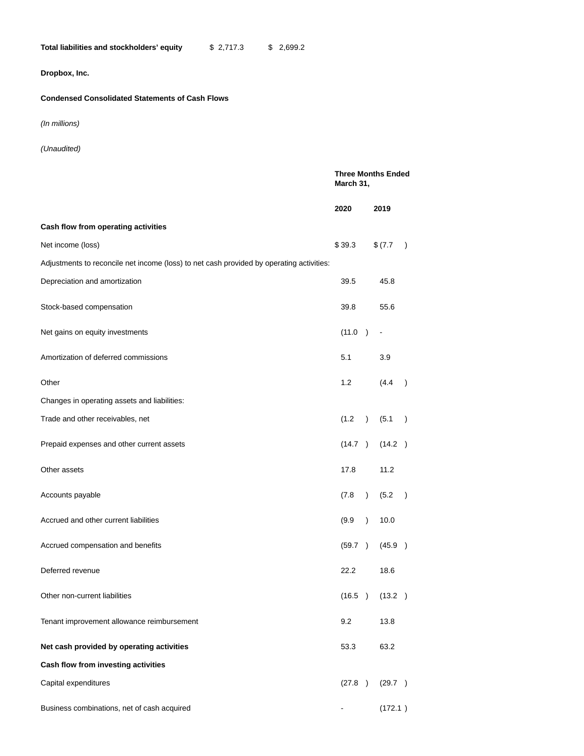| Total liabilities and stockholders' equity | $ 2,717.3 | $ 2,699.2 |
|---|---|---|

**Dropbox, Inc.**

**Condensed Consolidated Statements of Cash Flows**

*(In millions)*

*(Unaudited)*

| | Three Months Ended March 31, | |
|---|---|---|
| | **2020** | **2019** |
| **Cash flow from operating activities** | | |
| Net income (loss) | $ 39.3 | $ (7.7 ) |
| Adjustments to reconcile net income (loss) to net cash provided by operating activities: | | |
| Depreciation and amortization | 39.5 | 45.8 |
| Stock-based compensation | 39.8 | 55.6 |
| Net gains on equity investments | (11.0 ) | - |
| Amortization of deferred commissions | 5.1 | 3.9 |
| Other | 1.2 | (4.4 ) |
| Changes in operating assets and liabilities: | | |
| Trade and other receivables, net | (1.2 ) | (5.1 ) |
| Prepaid expenses and other current assets | (14.7 ) | (14.2 ) |
| Other assets | 17.8 | 11.2 |
| Accounts payable | (7.8 ) | (5.2 ) |
| Accrued and other current liabilities | (9.9 ) | 10.0 |
| Accrued compensation and benefits | (59.7 ) | (45.9 ) |
| Deferred revenue | 22.2 | 18.6 |
| Other non-current liabilities | (16.5 ) | (13.2 ) |
| Tenant improvement allowance reimbursement | 9.2 | 13.8 |
| **Net cash provided by operating activities** | 53.3 | 63.2 |
| **Cash flow from investing activities** | | |
| Capital expenditures | (27.8 ) | (29.7 ) |
| Business combinations, net of cash acquired | - | (172.1 ) |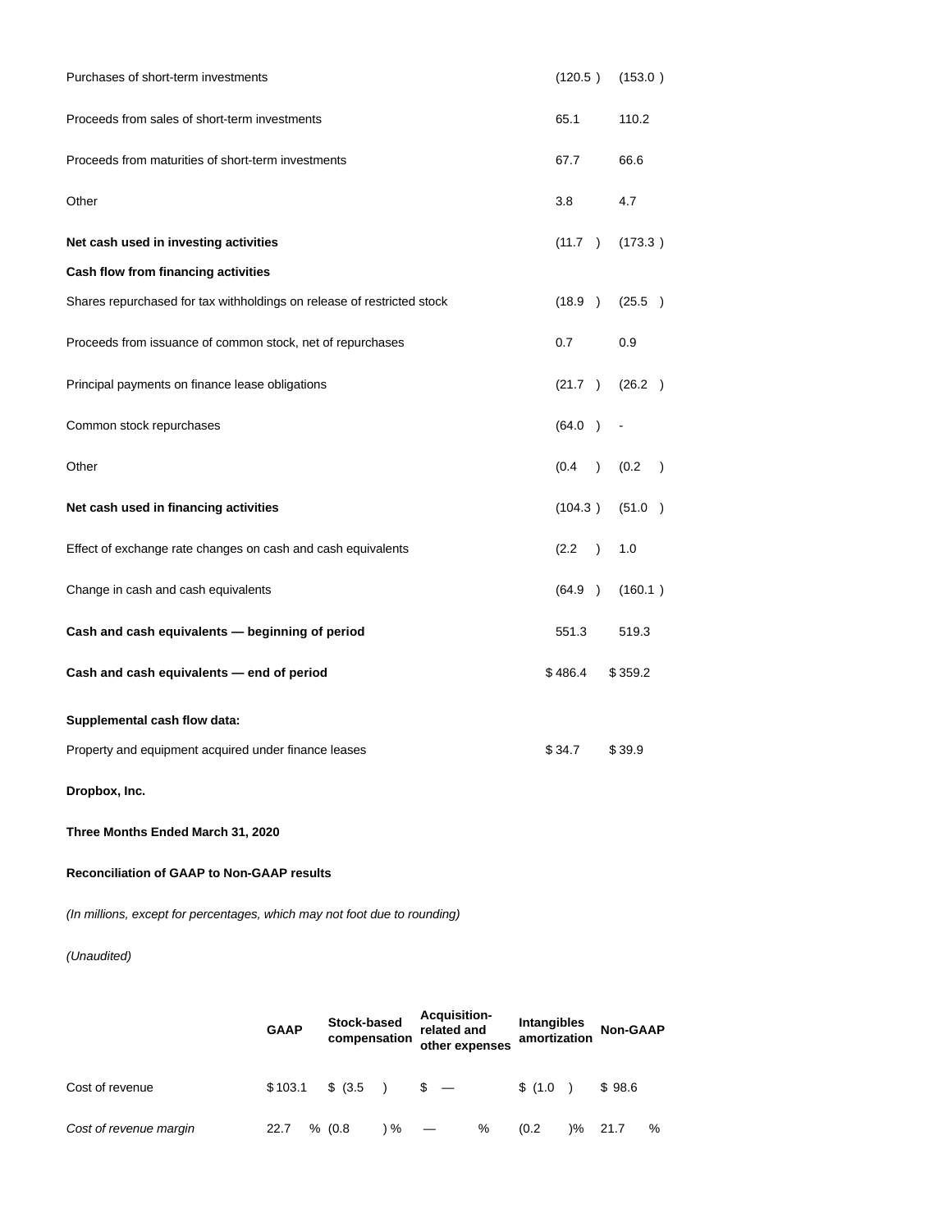| | | |
|---|---|---|
| Purchases of short-term investments | (120.5 ) | (153.0 ) |
| Proceeds from sales of short-term investments | 65.1 | 110.2 |
| Proceeds from maturities of short-term investments | 67.7 | 66.6 |
| Other | 3.8 | 4.7 |
| **Net cash used in investing activities** | (11.7 ) | (173.3 ) |
| **Cash flow from financing activities** | | |
| Shares repurchased for tax withholdings on release of restricted stock | (18.9 ) | (25.5 ) |
| Proceeds from issuance of common stock, net of repurchases | 0.7 | 0.9 |
| Principal payments on finance lease obligations | (21.7 ) | (26.2 ) |
| Common stock repurchases | (64.0 ) | - |
| Other | (0.4 ) | (0.2 ) |
| **Net cash used in financing activities** | (104.3 ) | (51.0 ) |
| Effect of exchange rate changes on cash and cash equivalents | (2.2 ) | 1.0 |
| Change in cash and cash equivalents | (64.9 ) | (160.1 ) |
| **Cash and cash equivalents — beginning of period** | 551.3 | 519.3 |
| **Cash and cash equivalents — end of period** | $ 486.4 | $ 359.2 |
| **Supplemental cash flow data:** | | |
| Property and equipment acquired under finance leases | $ 34.7 | $ 39.9 |

**Dropbox, Inc.**

**Three Months Ended March 31, 2020**

**Reconciliation of GAAP to Non-GAAP results**

*(In millions, except for percentages, which may not foot due to rounding)*

*(Unaudited)*

| | GAAP | Stock-based compensation | Acquisition-related and other expenses | Intangibles amortization | Non-GAAP |
|---|---|---|---|---|---|
| Cost of revenue | $ 103.1 | $ (3.5 ) | $ — | $ (1.0 ) | $ 98.6 |
| *Cost of revenue margin* | 22.7 % | (0.8 ) % | — % | (0.2 )% | 21.7 % |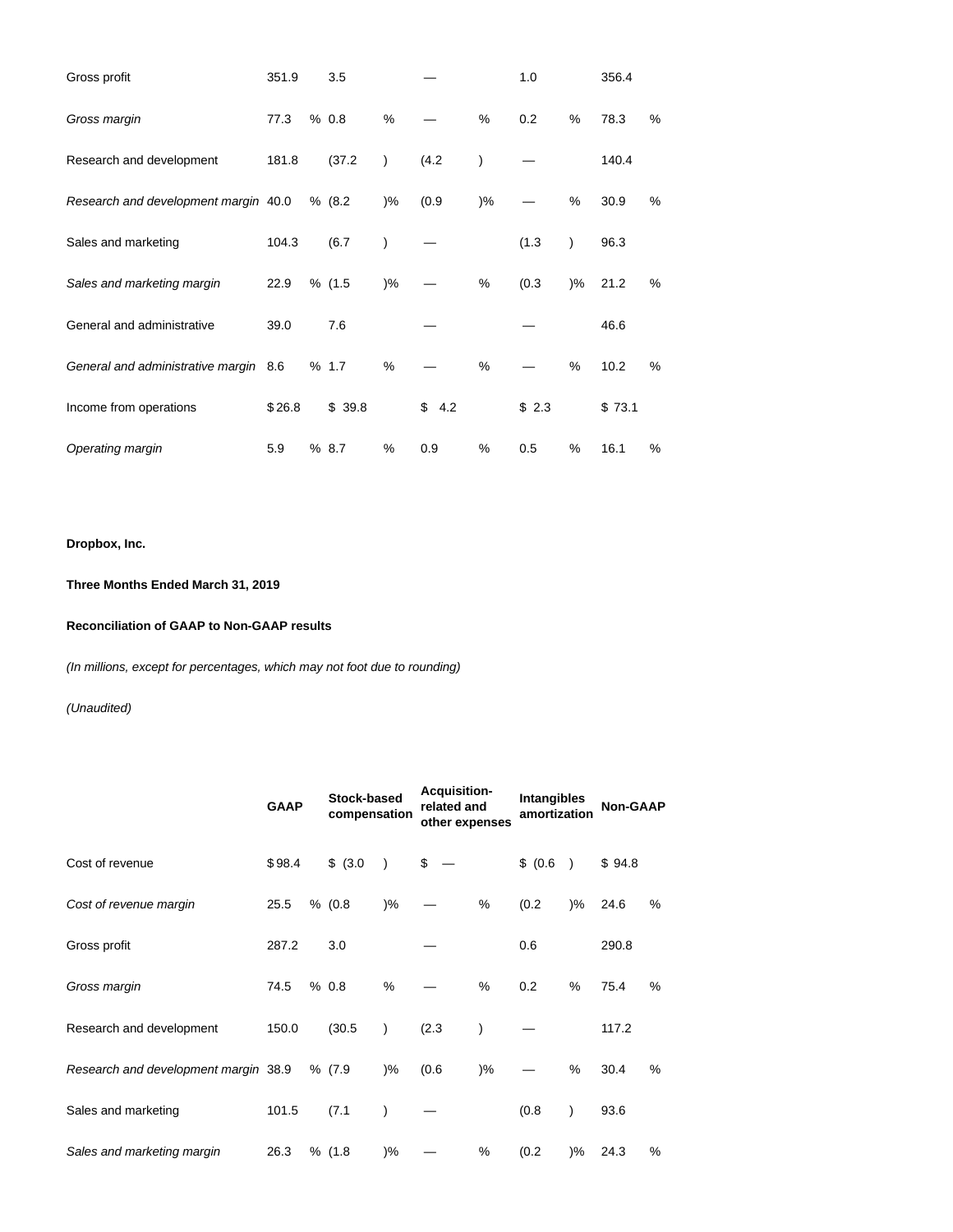| | GAAP | Stock-based compensation | Acquisition-related and other expenses | Intangibles amortization | Non-GAAP |
|---|---|---|---|---|---|
| Gross profit | 351.9 | 3.5 | — | 1.0 | 356.4 |
| *Gross margin* | 77.3 % | 0.8 % | — % | 0.2 % | 78.3 % |
| Research and development | 181.8 | (37.2) | (4.2) | — | 140.4 |
| *Research and development margin* | 40.0 % | (8.2)% | (0.9)% | — % | 30.9 % |
| Sales and marketing | 104.3 | (6.7) | — | (1.3) | 96.3 |
| *Sales and marketing margin* | 22.9 % | (1.5)% | — % | (0.3)% | 21.2 % |
| General and administrative | 39.0 | 7.6 | — | — | 46.6 |
| *General and administrative margin* | 8.6 % | 1.7 % | — % | — % | 10.2 % |
| Income from operations | $ 26.8 | $ 39.8 | $ 4.2 | $ 2.3 | $ 73.1 |
| *Operating margin* | 5.9 % | 8.7 % | 0.9 % | 0.5 % | 16.1 % |

**Dropbox, Inc.**

**Three Months Ended March 31, 2019**

**Reconciliation of GAAP to Non-GAAP results**

*(In millions, except for percentages, which may not foot due to rounding)*

*(Unaudited)*

| | GAAP | Stock-based compensation | Acquisition-related and other expenses | Intangibles amortization | Non-GAAP |
|---|---|---|---|---|---|
| Cost of revenue | $ 98.4 | $ (3.0) | $ — | $ (0.6) | $ 94.8 |
| *Cost of revenue margin* | 25.5 % | (0.8)% | — % | (0.2)% | 24.6 % |
| Gross profit | 287.2 | 3.0 | — | 0.6 | 290.8 |
| *Gross margin* | 74.5 % | 0.8 % | — % | 0.2 % | 75.4 % |
| Research and development | 150.0 | (30.5) | (2.3) | — | 117.2 |
| *Research and development margin* | 38.9 % | (7.9)% | (0.6)% | — % | 30.4 % |
| Sales and marketing | 101.5 | (7.1) | — | (0.8) | 93.6 |
| *Sales and marketing margin* | 26.3 % | (1.8)% | — % | (0.2)% | 24.3 % |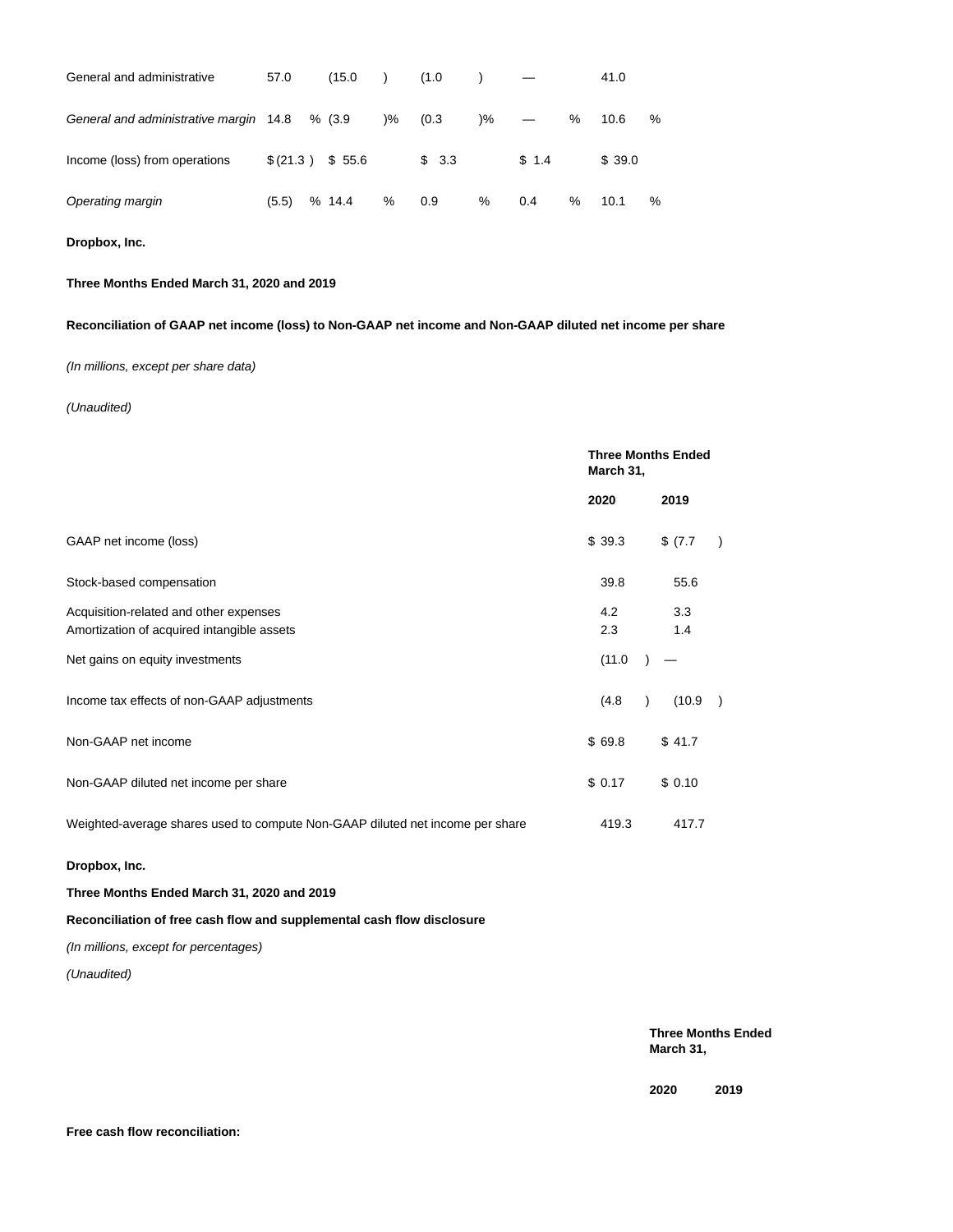| General and administrative | 57.0 | (15.0) | (1.0) | — | 41.0 |
|---|---|---|---|---|---|
| *General and administrative margin* | 14.8 % | (3.9)% | (0.3)% | — % | 10.6 % |
| Income (loss) from operations | $ (21.3) | $ 55.6 | $ 3.3 | $ 1.4 | $ 39.0 |
| *Operating margin* | (5.5) % | 14.4 % | 0.9 % | 0.4 % | 10.1 % |

**Dropbox, Inc.**

**Three Months Ended March 31, 2020 and 2019**

**Reconciliation of GAAP net income (loss) to Non-GAAP net income and Non-GAAP diluted net income per share**

*(In millions, except per share data)*

*(Unaudited)*

| | **Three Months Ended March 31,** | |
|---|---|---|
| | **2020** | **2019** |
| GAAP net income (loss) | $ 39.3 | $ (7.7) |
| Stock-based compensation | 39.8 | 55.6 |
| Acquisition-related and other expenses | 4.2 | 3.3 |
| Amortization of acquired intangible assets | 2.3 | 1.4 |
| Net gains on equity investments | (11.0) | — |
| Income tax effects of non-GAAP adjustments | (4.8) | (10.9) |
| Non-GAAP net income | $ 69.8 | $ 41.7 |
| Non-GAAP diluted net income per share | $ 0.17 | $ 0.10 |
| Weighted-average shares used to compute Non-GAAP diluted net income per share | 419.3 | 417.7 |

**Dropbox, Inc.**

**Three Months Ended March 31, 2020 and 2019**

**Reconciliation of free cash flow and supplemental cash flow disclosure**

*(In millions, except for percentages)*

*(Unaudited)*

| | **Three Months Ended March 31,** | |
|---|---|---|
| | **2020** | **2019** |
| **Free cash flow reconciliation:** | | |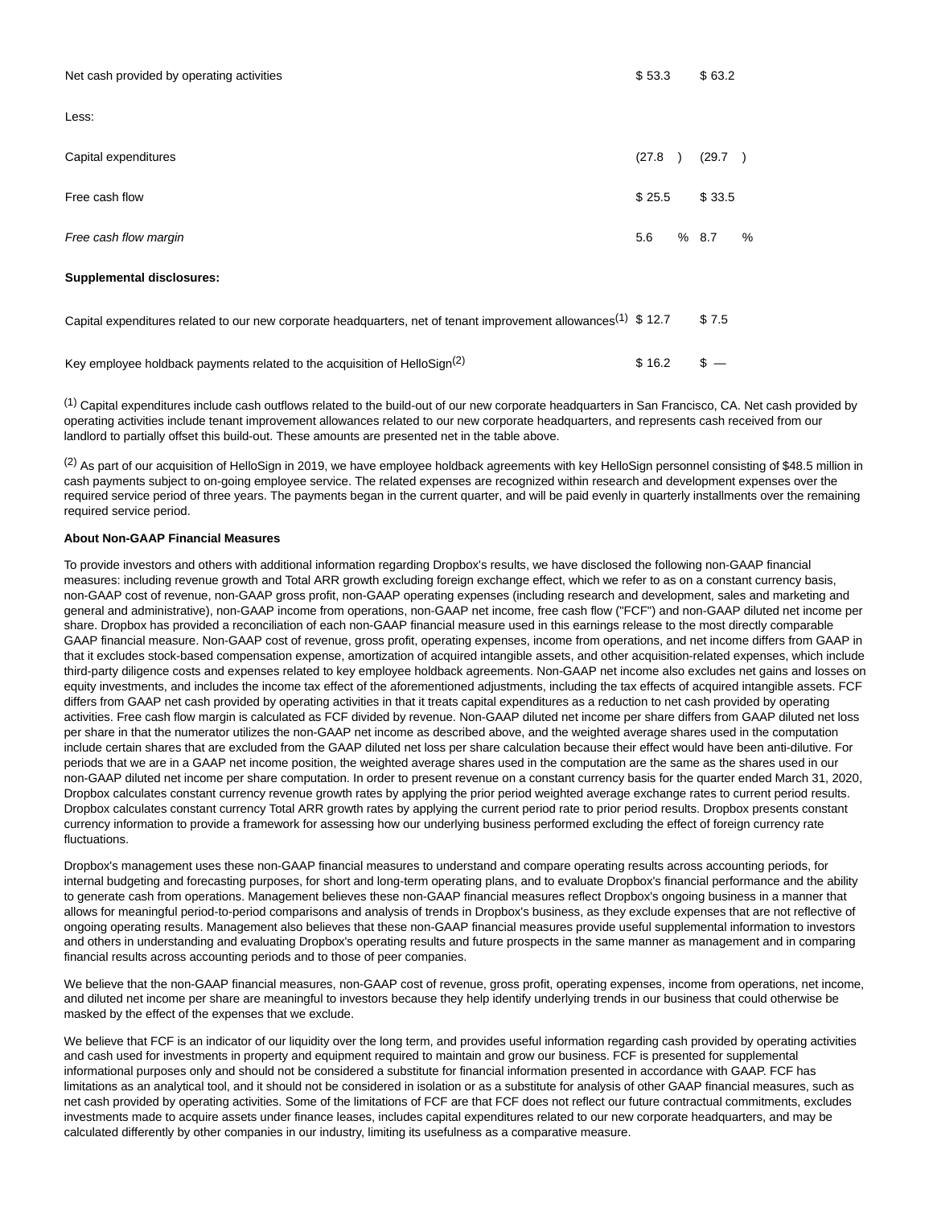| | | |
|---|---|---|
| Net cash provided by operating activities | $ 53.3 | $ 63.2 |
| Less: | | |
| Capital expenditures | (27.8 ) | (29.7 ) |
| Free cash flow | $ 25.5 | $ 33.5 |
| *Free cash flow margin* | 5.6 % | 8.7 % |
| **Supplemental disclosures:** | | |
| Capital expenditures related to our new corporate headquarters, net of tenant improvement allowances[1] | $ 12.7 | $ 7.5 |
| Key employee holdback payments related to the acquisition of HelloSign[2] | $ 16.2 | $ — |

[1] Capital expenditures include cash outflows related to the build-out of our new corporate headquarters in San Francisco, CA. Net cash provided by operating activities include tenant improvement allowances related to our new corporate headquarters, and represents cash received from our landlord to partially offset this build-out. These amounts are presented net in the table above.

[2] As part of our acquisition of HelloSign in 2019, we have employee holdback agreements with key HelloSign personnel consisting of $48.5 million in cash payments subject to on-going employee service. The related expenses are recognized within research and development expenses over the required service period of three years. The payments began in the current quarter, and will be paid evenly in quarterly installments over the remaining required service period.

**About Non-GAAP Financial Measures**

To provide investors and others with additional information regarding Dropbox's results, we have disclosed the following non-GAAP financial measures: including revenue growth and Total ARR growth excluding foreign exchange effect, which we refer to as on a constant currency basis, non-GAAP cost of revenue, non-GAAP gross profit, non-GAAP operating expenses (including research and development, sales and marketing and general and administrative), non-GAAP income from operations, non-GAAP net income, free cash flow ("FCF") and non-GAAP diluted net income per share. Dropbox has provided a reconciliation of each non-GAAP financial measure used in this earnings release to the most directly comparable GAAP financial measure. Non-GAAP cost of revenue, gross profit, operating expenses, income from operations, and net income differs from GAAP in that it excludes stock-based compensation expense, amortization of acquired intangible assets, and other acquisition-related expenses, which include third-party diligence costs and expenses related to key employee holdback agreements. Non-GAAP net income also excludes net gains and losses on equity investments, and includes the income tax effect of the aforementioned adjustments, including the tax effects of acquired intangible assets. FCF differs from GAAP net cash provided by operating activities in that it treats capital expenditures as a reduction to net cash provided by operating activities. Free cash flow margin is calculated as FCF divided by revenue. Non-GAAP diluted net income per share differs from GAAP diluted net loss per share in that the numerator utilizes the non-GAAP net income as described above, and the weighted average shares used in the computation include certain shares that are excluded from the GAAP diluted net loss per share calculation because their effect would have been anti-dilutive. For periods that we are in a GAAP net income position, the weighted average shares used in the computation are the same as the shares used in our non-GAAP diluted net income per share computation. In order to present revenue on a constant currency basis for the quarter ended March 31, 2020, Dropbox calculates constant currency revenue growth rates by applying the prior period weighted average exchange rates to current period results. Dropbox calculates constant currency Total ARR growth rates by applying the current period rate to prior period results. Dropbox presents constant currency information to provide a framework for assessing how our underlying business performed excluding the effect of foreign currency rate fluctuations.

Dropbox's management uses these non-GAAP financial measures to understand and compare operating results across accounting periods, for internal budgeting and forecasting purposes, for short and long-term operating plans, and to evaluate Dropbox's financial performance and the ability to generate cash from operations. Management believes these non-GAAP financial measures reflect Dropbox's ongoing business in a manner that allows for meaningful period-to-period comparisons and analysis of trends in Dropbox's business, as they exclude expenses that are not reflective of ongoing operating results. Management also believes that these non-GAAP financial measures provide useful supplemental information to investors and others in understanding and evaluating Dropbox's operating results and future prospects in the same manner as management and in comparing financial results across accounting periods and to those of peer companies.

We believe that the non-GAAP financial measures, non-GAAP cost of revenue, gross profit, operating expenses, income from operations, net income, and diluted net income per share are meaningful to investors because they help identify underlying trends in our business that could otherwise be masked by the effect of the expenses that we exclude.

We believe that FCF is an indicator of our liquidity over the long term, and provides useful information regarding cash provided by operating activities and cash used for investments in property and equipment required to maintain and grow our business. FCF is presented for supplemental informational purposes only and should not be considered a substitute for financial information presented in accordance with GAAP. FCF has limitations as an analytical tool, and it should not be considered in isolation or as a substitute for analysis of other GAAP financial measures, such as net cash provided by operating activities. Some of the limitations of FCF are that FCF does not reflect our future contractual commitments, excludes investments made to acquire assets under finance leases, includes capital expenditures related to our new corporate headquarters, and may be calculated differently by other companies in our industry, limiting its usefulness as a comparative measure.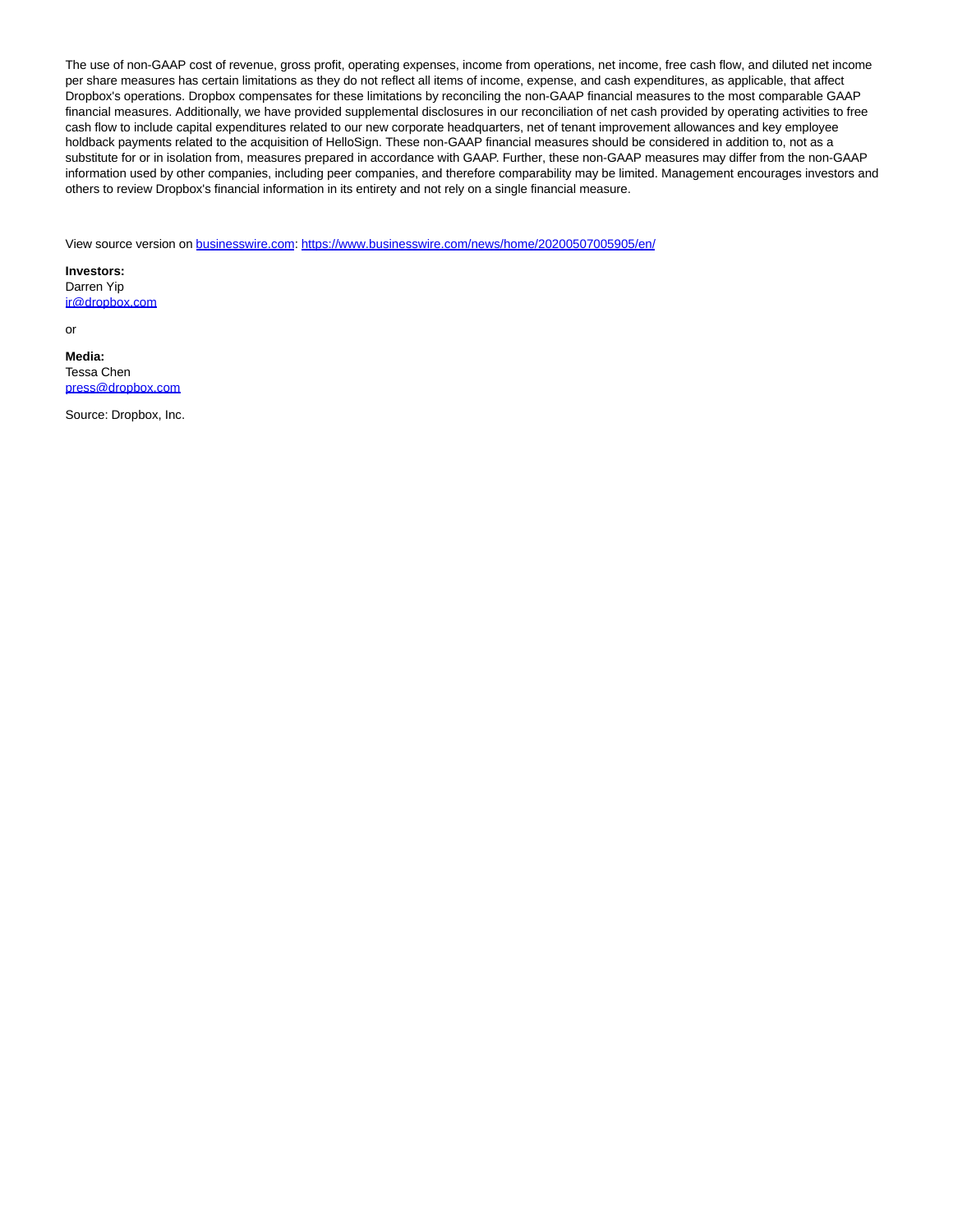The use of non-GAAP cost of revenue, gross profit, operating expenses, income from operations, net income, free cash flow, and diluted net income per share measures has certain limitations as they do not reflect all items of income, expense, and cash expenditures, as applicable, that affect Dropbox's operations. Dropbox compensates for these limitations by reconciling the non-GAAP financial measures to the most comparable GAAP financial measures. Additionally, we have provided supplemental disclosures in our reconciliation of net cash provided by operating activities to free cash flow to include capital expenditures related to our new corporate headquarters, net of tenant improvement allowances and key employee holdback payments related to the acquisition of HelloSign. These non-GAAP financial measures should be considered in addition to, not as a substitute for or in isolation from, measures prepared in accordance with GAAP. Further, these non-GAAP measures may differ from the non-GAAP information used by other companies, including peer companies, and therefore comparability may be limited. Management encourages investors and others to review Dropbox's financial information in its entirety and not rely on a single financial measure.

View source version on [businesswire.com](https://www.businesswire.com): [https://www.businesswire.com/news/home/20200507005905/en/](https://www.businesswire.com/news/home/20200507005905/en/)

**Investors:**
Darren Yip
[ir@dropbox.com](mailto:ir@dropbox.com)

or

**Media:**
Tessa Chen
[press@dropbox.com](mailto:press@dropbox.com)

Source: Dropbox, Inc.